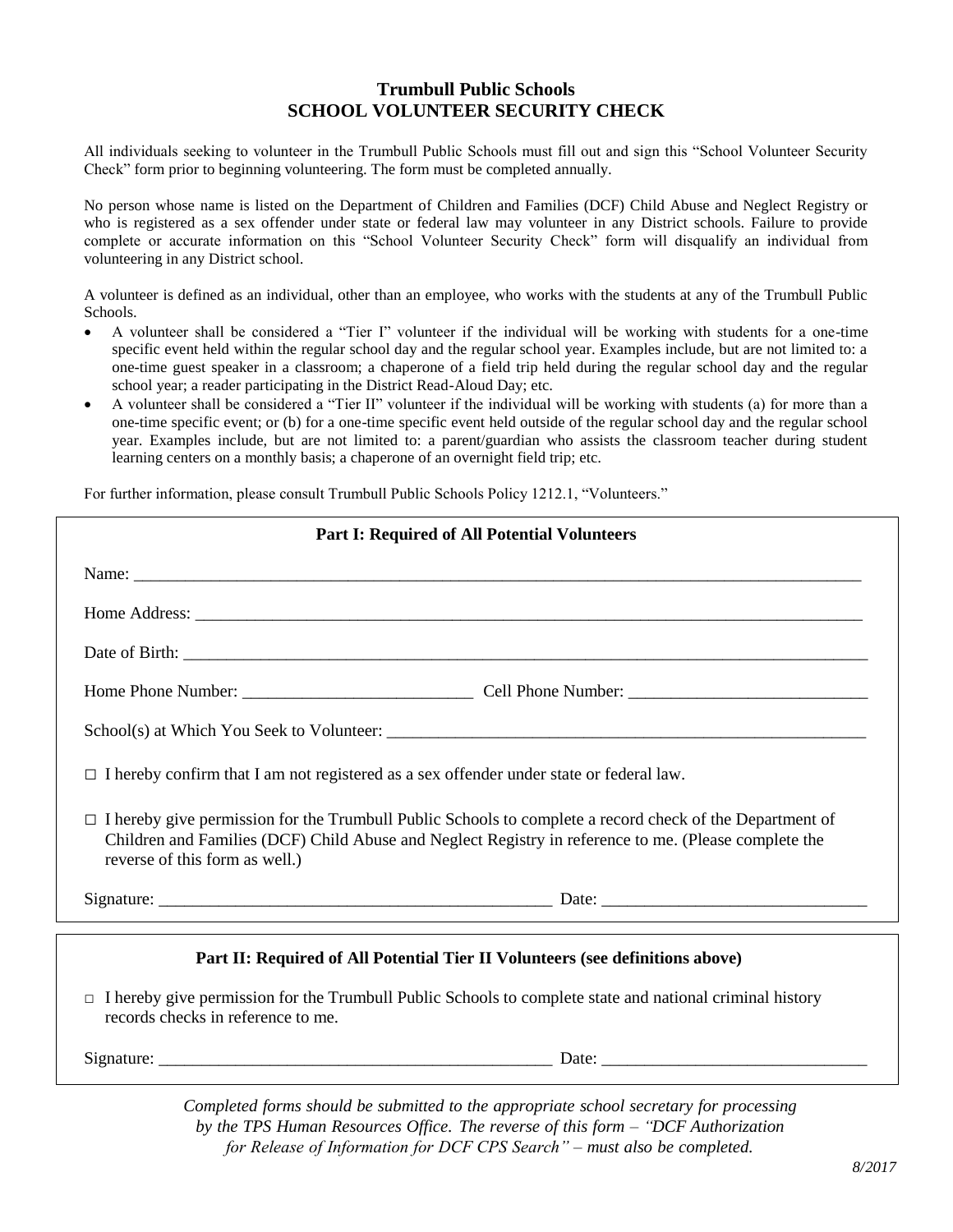# Trumbull Public Schools
## SCHOOL VOLUNTEER SECURITY CHECK

All individuals seeking to volunteer in the Trumbull Public Schools must fill out and sign this "School Volunteer Security Check" form prior to beginning volunteering. The form must be completed annually.

No person whose name is listed on the Department of Children and Families (DCF) Child Abuse and Neglect Registry or who is registered as a sex offender under state or federal law may volunteer in any District schools. Failure to provide complete or accurate information on this "School Volunteer Security Check" form will disqualify an individual from volunteering in any District school.

A volunteer is defined as an individual, other than an employee, who works with the students at any of the Trumbull Public Schools.

- A volunteer shall be considered a "Tier I" volunteer if the individual will be working with students for a one-time specific event held within the regular school day and the regular school year. Examples include, but are not limited to: a one-time guest speaker in a classroom; a chaperone of a field trip held during the regular school day and the regular school year; a reader participating in the District Read-Aloud Day; etc.
- A volunteer shall be considered a "Tier II" volunteer if the individual will be working with students (a) for more than a one-time specific event; or (b) for a one-time specific event held outside of the regular school day and the regular school year. Examples include, but are not limited to: a parent/guardian who assists the classroom teacher during student learning centers on a monthly basis; a chaperone of an overnight field trip; etc.

For further information, please consult Trumbull Public Schools Policy 1212.1, "Volunteers."

### Part I: Required of All Potential Volunteers

Name: ______________________________________________

Home Address: ______________________________________________

Date of Birth: ______________________________________________

Home Phone Number: ________________________ Cell Phone Number: ________________________

School(s) at Which You Seek to Volunteer: ______________________________________________

□ I hereby confirm that I am not registered as a sex offender under state or federal law.

□ I hereby give permission for the Trumbull Public Schools to complete a record check of the Department of Children and Families (DCF) Child Abuse and Neglect Registry in reference to me. (Please complete the reverse of this form as well.)

Signature: ______________________________________ Date: ________________________

### Part II: Required of All Potential Tier II Volunteers (see definitions above)

□ I hereby give permission for the Trumbull Public Schools to complete state and national criminal history records checks in reference to me.

Signature: ______________________________________ Date: ________________________

*Completed forms should be submitted to the appropriate school secretary for processing by the TPS Human Resources Office. The reverse of this form – "DCF Authorization for Release of Information for DCF CPS Search" – must also be completed.*

*8/2017*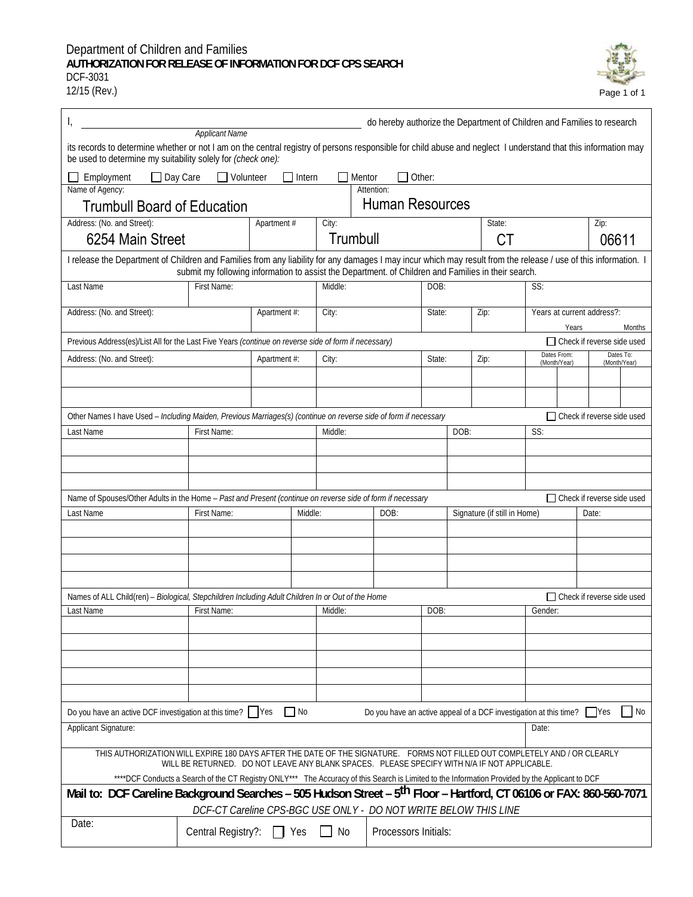Department of Children and Families
**AUTHORIZATION FOR RELEASE OF INFORMATION FOR DCF CPS SEARCH**
DCF-3031
12/15 (Rev.)

I, ______________________________ do hereby authorize the Department of Children and Families to research
*Applicant Name*

its records to determine whether or not I am on the central registry of persons responsible for child abuse and neglect I understand that this information may be used to determine my suitability solely for *(check one):*

☐ Employment ☐ Day Care ☐ Volunteer ☐ Intern ☐ Mentor ☐ Other:

| | | | | | |
|---|---|---|---|---|---|
| Name of Agency: Trumbull Board of Education | | | Attention: Human Resources | | |
| Address: (No. and Street): 6254 Main Street | Apartment # | City: Trumbull | | State: CT | Zip: 06611 |

I release the Department of Children and Families from any liability for any damages I may incur which may result from the release / use of this information. I submit my following information to assist the Department. of Children and Families in their search.

| Last Name | First Name: | Middle: | DOB: | SS: |
|---|---|---|---|---|
| | | | | |

| Address: (No. and Street): | Apartment #: | City: | State: | Zip: | Years at current address?: Years Months |
|---|---|---|---|---|---|
| | | | | | |

Previous Address(es)/List All for the Last Five Years *(continue on reverse side of form if necessary)* ☐ Check if reverse side used

| Address: (No. and Street): | Apartment #: | City: | State: | Zip: | Dates From: (Month/Year) | Dates To: (Month/Year) |
|---|---|---|---|---|---|---|
| | | | | | | |
| | | | | | | |

Other Names I have Used – *Including Maiden, Previous Marriages(s) (continue on reverse side of form if necessary* ☐ Check if reverse side used

| Last Name | First Name: | Middle: | DOB: | SS: |
|---|---|---|---|---|
| | | | | |
| | | | | |
| | | | | |

Name of Spouses/Other Adults in the Home – *Past and Present (continue on reverse side of form if necessary* ☐ Check if reverse side used

| Last Name | First Name: | Middle: | DOB: | Signature (if still in Home) | Date: |
|---|---|---|---|---|---|
| | | | | | |
| | | | | | |
| | | | | | |
| | | | | | |

Names of ALL Child(ren) – *Biological, Stepchildren Including Adult Children In or Out of the Home* ☐ Check if reverse side used

| Last Name | First Name: | Middle: | DOB: | Gender: |
|---|---|---|---|---|
| | | | | |
| | | | | |
| | | | | |
| | | | | |
| | | | | |

Do you have an active DCF investigation at this time? ☐ Yes ☐ No    Do you have an active appeal of a DCF investigation at this time? ☐ Yes ☐ No

Applicant Signature: Date:

THIS AUTHORIZATION WILL EXPIRE 180 DAYS AFTER THE DATE OF THE SIGNATURE. FORMS NOT FILLED OUT COMPLETELY AND / OR CLEARLY WILL BE RETURNED. DO NOT LEAVE ANY BLANK SPACES. PLEASE SPECIFY WITH N/A IF NOT APPLICABLE.

****DCF Conducts a Search of the CT Registry ONLY*** The Accuracy of this Search is Limited to the Information Provided by the Applicant to DCF

**Mail to: DCF Careline Background Searches – 505 Hudson Street – 5th Floor – Hartford, CT 06106 or FAX: 860-560-7071**

*DCF-CT Careline CPS-BGC USE ONLY - DO NOT WRITE BELOW THIS LINE*

| Date: | Central Registry?: ☐ Yes ☐ No | Processors Initials: |
|---|---|---|